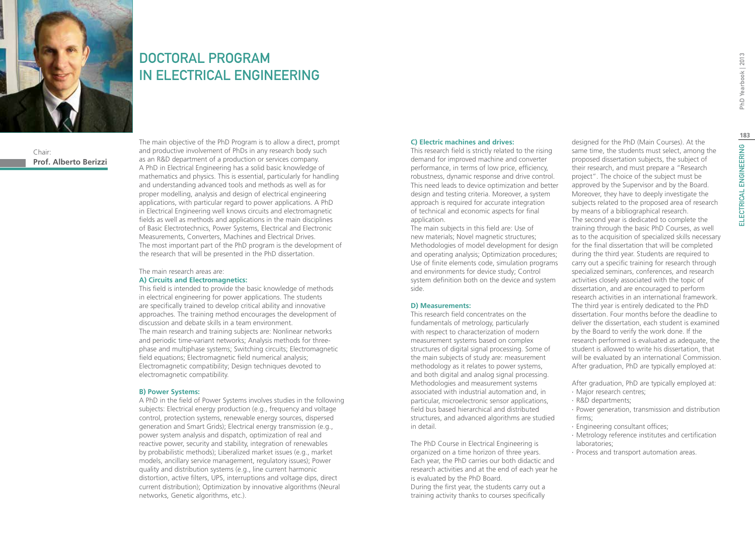# DOCTORAL PROGRAM IN ELECTRICAL ENGINEERING

Chair:
**Prof. Alberto Berizzi**

The main objective of the PhD Program is to allow a direct, prompt and productive involvement of PhDs in any research body such as an R&D department of a production or services company. A PhD in Electrical Engineering has a solid basic knowledge of mathematics and physics. This is essential, particularly for handling and understanding advanced tools and methods as well as for proper modelling, analysis and design of electrical engineering applications, with particular regard to power applications. A PhD in Electrical Engineering well knows circuits and electromagnetic fields as well as methods and applications in the main disciplines of Basic Electrotechnics, Power Systems, Electrical and Electronic Measurements, Converters, Machines and Electrical Drives. The most important part of the PhD program is the development of the research that will be presented in the PhD dissertation.

The main research areas are:

**A) Circuits and Electromagnetics:**

This field is intended to provide the basic knowledge of methods in electrical engineering for power applications. The students are specifically trained to develop critical ability and innovative approaches. The training method encourages the development of discussion and debate skills in a team environment.
The main research and training subjects are: Nonlinear networks and periodic time-variant networks; Analysis methods for three-phase and multiphase systems; Switching circuits; Electromagnetic field equations; Electromagnetic field numerical analysis; Electromagnetic compatibility; Design techniques devoted to electromagnetic compatibility.

**B) Power Systems:**

A PhD in the field of Power Systems involves studies in the following subjects: Electrical energy production (e.g., frequency and voltage control, protection systems, renewable energy sources, dispersed generation and Smart Grids); Electrical energy transmission (e.g., power system analysis and dispatch, optimization of real and reactive power, security and stability, integration of renewables by probabilistic methods); Liberalized market issues (e.g., market models, ancillary service management, regulatory issues); Power quality and distribution systems (e.g., line current harmonic distortion, active filters, UPS, interruptions and voltage dips, direct current distribution); Optimization by innovative algorithms (Neural networks, Genetic algorithms, etc.).

**C) Electric machines and drives:**

This research field is strictly related to the rising demand for improved machine and converter performance, in terms of low price, efficiency, robustness, dynamic response and drive control. This need leads to device optimization and better design and testing criteria. Moreover, a system approach is required for accurate integration of technical and economic aspects for final application.
The main subjects in this field are: Use of new materials; Novel magnetic structures; Methodologies of model development for design and operating analysis; Optimization procedures; Use of finite elements code, simulation programs and environments for device study; Control system definition both on the device and system side.

**D) Measurements:**

This research field concentrates on the fundamentals of metrology, particularly with respect to characterization of modern measurement systems based on complex structures of digital signal processing. Some of the main subjects of study are: measurement methodology as it relates to power systems, and both digital and analog signal processing. Methodologies and measurement systems associated with industrial automation and, in particular, microelectronic sensor applications, field bus based hierarchical and distributed structures, and advanced algorithms are studied in detail.

The PhD Course in Electrical Engineering is organized on a time horizon of three years. Each year, the PhD carries our both didactic and research activities and at the end of each year he is evaluated by the PhD Board.
During the first year, the students carry out a training activity thanks to courses specifically designed for the PhD (Main Courses). At the same time, the students must select, among the proposed dissertation subjects, the subject of their research, and must prepare a "Research project". The choice of the subject must be approved by the Supervisor and by the Board. Moreover, they have to deeply investigate the subjects related to the proposed area of research by means of a bibliographical research.
The second year is dedicated to complete the training through the basic PhD Courses, as well as to the acquisition of specialized skills necessary for the final dissertation that will be completed during the third year. Students are required to carry out a specific training for research through specialized seminars, conferences, and research activities closely associated with the topic of dissertation, and are encouraged to perform research activities in an international framework.
The third year is entirely dedicated to the PhD dissertation. Four months before the deadline to deliver the dissertation, each student is examined by the Board to verify the work done. If the research performed is evaluated as adequate, the student is allowed to write his dissertation, that will be evaluated by an international Commission.
After graduation, PhD are typically employed at:

After graduation, PhD are typically employed at:

- Major research centres;
- R&D departments;
- Power generation, transmission and distribution firms;
- Engineering consultant offices;
- Metrology reference institutes and certification laboratories;
- Process and transport automation areas.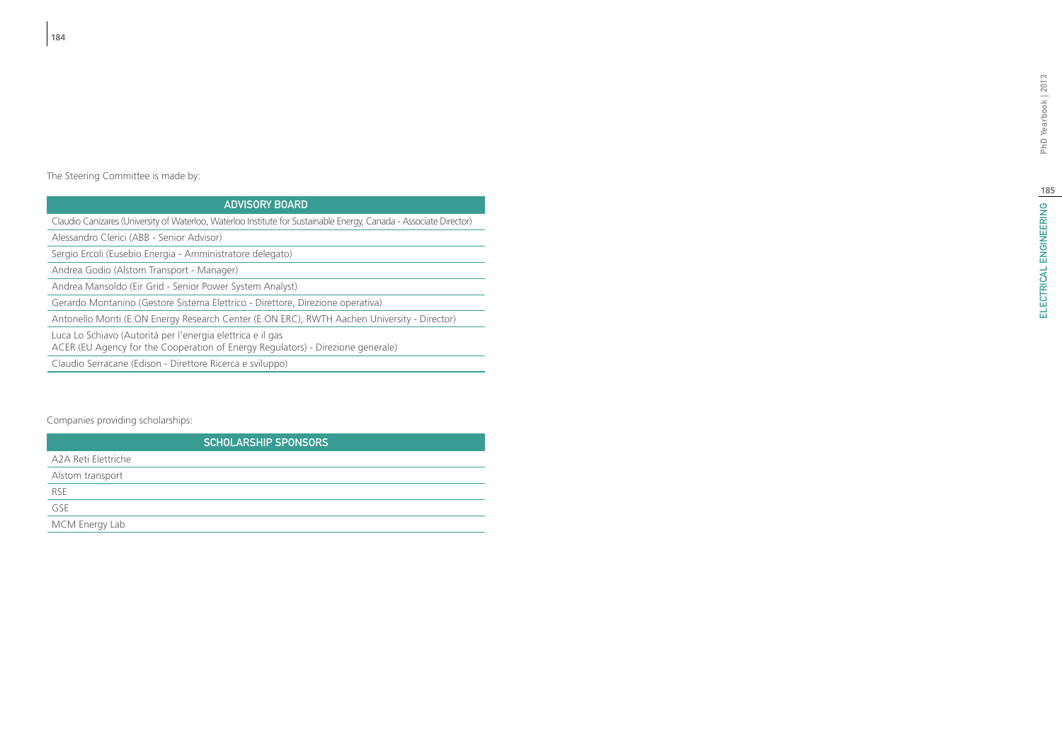The Steering Committee is made by:

| ADVISORY BOARD |
|---|
| Claudio Canizares (University of Waterloo, Waterloo Institute for Sustainable Energy, Canada - Associate Director) |
| Alessandro Clerici (ABB - Senior Advisor) |
| Sergio Ercoli (Eusebio Energia - Amministratore delegato) |
| Andrea Godio (Alstom Transport - Manager) |
| Andrea Mansoldo (Eir Grid - Senior Power System Analyst) |
| Gerardo Montanino (Gestore Sistema Elettrico - Direttore, Direzione operativa) |
| Antonello Monti (E.ON Energy Research Center (E.ON ERC), RWTH Aachen University - Director) |
| Luca Lo Schiavo (Autorità per l'energia elettrica e il gas ACER (EU Agency for the Cooperation of Energy Regulators) - Direzione generale) |
| Claudio Serracane (Edison - Direttore Ricerca e sviluppo) |

Companies providing scholarships:

| SCHOLARSHIP SPONSORS |
|---|
| A2A Reti Elettriche |
| Alstom transport |
| RSE |
| GSE |
| MCM Energy Lab |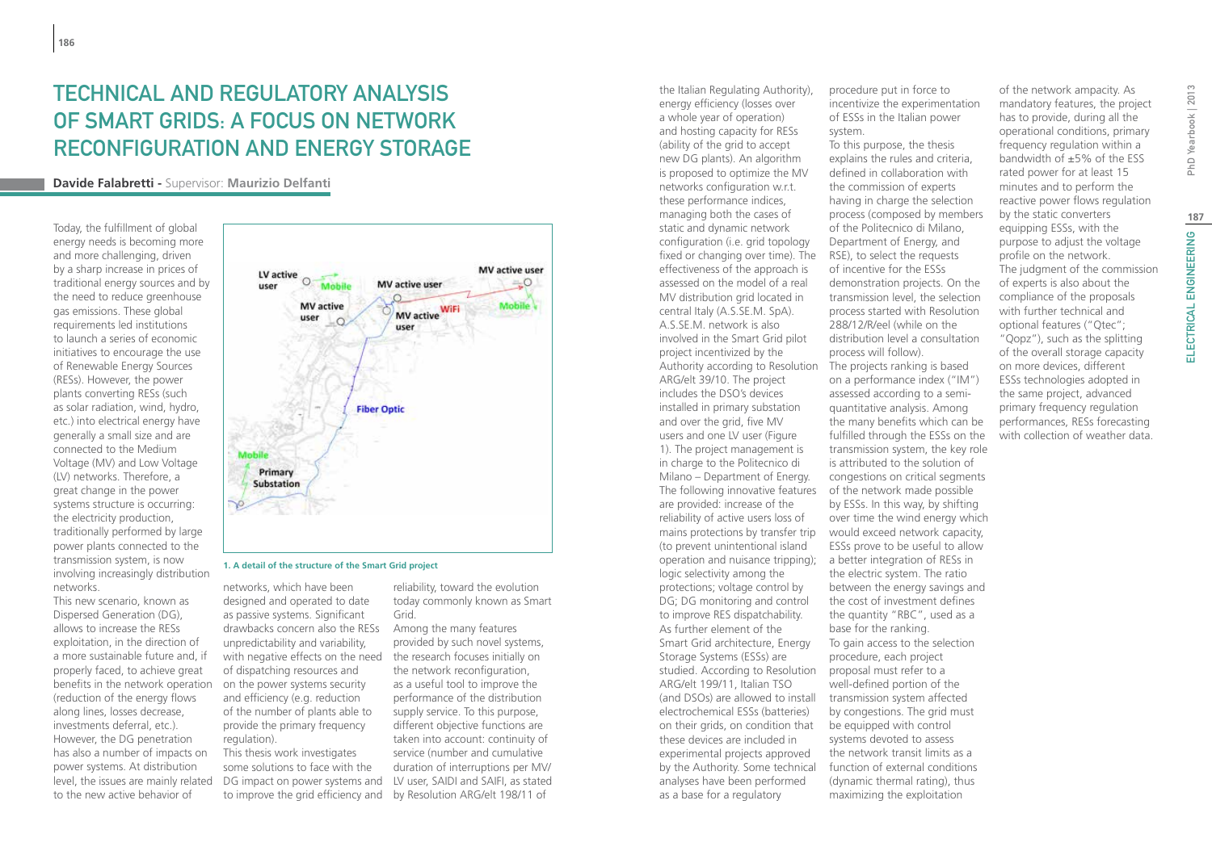# TECHNICAL AND REGULATORY ANALYSIS OF SMART GRIDS: A FOCUS ON NETWORK RECONFIGURATION AND ENERGY STORAGE

**Davide Falabretti** - Supervisor: **Maurizio Delfanti**

Today, the fulfillment of global energy needs is becoming more and more challenging, driven by a sharp increase in prices of traditional energy sources and by the need to reduce greenhouse gas emissions. These global requirements led institutions to launch a series of economic initiatives to encourage the use of Renewable Energy Sources (RESs). However, the power plants converting RESs (such as solar radiation, wind, hydro, etc.) into electrical energy have generally a small size and are connected to the Medium Voltage (MV) and Low Voltage (LV) networks. Therefore, a great change in the power systems structure is occurring: the electricity production, traditionally performed by large power plants connected to the transmission system, is now involving increasingly distribution networks.

This new scenario, known as Dispersed Generation (DG), allows to increase the RESs exploitation, in the direction of a more sustainable future and, if properly faced, to achieve great benefits in the network operation (reduction of the energy flows along lines, losses decrease, investments deferral, etc.). However, the DG penetration has also a number of impacts on power systems. At distribution level, the issues are mainly related to the new active behavior of networks, which have been designed and operated to date as passive systems. Significant drawbacks concern also the RESs unpredictability and variability, with negative effects on the need of dispatching resources and on the power systems security and efficiency (e.g. reduction of the number of plants able to provide the primary frequency regulation).

1. A detail of the structure of the Smart Grid project

This thesis work investigates some solutions to face with the DG impact on power systems and to improve the grid efficiency and reliability, toward the evolution today commonly known as Smart Grid.

Among the many features provided by such novel systems, the research focuses initially on the network reconfiguration, as a useful tool to improve the performance of the distribution supply service. To this purpose, different objective functions are taken into account: continuity of service (number and cumulative duration of interruptions per MV/LV user, SAIDI and SAIFI, as stated by Resolution ARG/elt 198/11 of the Italian Regulating Authority), energy efficiency (losses over a whole year of operation) and hosting capacity for RESs (ability of the grid to accept new DG plants). An algorithm is proposed to optimize the MV networks configuration w.r.t. these performance indices, managing both the cases of static and dynamic network configuration (i.e. grid topology fixed or changing over time). The effectiveness of the approach is assessed on the model of a real MV distribution grid located in central Italy (A.S.SE.M. SpA). A.S.SE.M. network is also involved in the Smart Grid pilot project incentivized by the Authority according to Resolution ARG/elt 39/10. The project includes the DSO's devices installed in primary substation and over the grid, five MV users and one LV user (Figure 1). The project management is in charge to the Politecnico di Milano – Department of Energy. The following innovative features are provided: increase of the reliability of active users loss of mains protections by transfer trip (to prevent unintentional island operation and nuisance tripping); logic selectivity among the protections; voltage control by DG; DG monitoring and control to improve RES dispatchability.

As further element of the Smart Grid architecture, Energy Storage Systems (ESSs) are studied. According to Resolution ARG/elt 199/11, Italian TSO (and DSOs) are allowed to install electrochemical ESSs (batteries) on their grids, on condition that these devices are included in experimental projects approved by the Authority. Some technical analyses have been performed as a base for a regulatory procedure put in force to incentivize the experimentation of ESSs in the Italian power system.

To this purpose, the thesis explains the rules and criteria, defined in collaboration with the commission of experts having in charge the selection process (composed by members of the Politecnico di Milano, Department of Energy, and RSE), to select the requests of incentive for the ESSs demonstration projects. On the transmission level, the selection process started with Resolution 288/12/R/eel (while on the distribution level a consultation process will follow).

The projects ranking is based on a performance index ("IM") assessed according to a semi-quantitative analysis. Among the many benefits which can be fulfilled through the ESSs on the transmission system, the key role is attributed to the solution of congestions on critical segments of the network made possible by ESSs. In this way, by shifting over time the wind energy which would exceed network capacity, ESSs prove to be useful to allow a better integration of RESs in the electric system. The ratio between the energy savings and the cost of investment defines the quantity "RBC", used as a base for the ranking.

To gain access to the selection procedure, each project proposal must refer to a well-defined portion of the transmission system affected by congestions. The grid must be equipped with control systems devoted to assess the network transit limits as a function of external conditions (dynamic thermal rating), thus maximizing the exploitation of the network ampacity. As mandatory features, the project has to provide, during all the operational conditions, primary frequency regulation within a bandwidth of ±5% of the ESS rated power for at least 15 minutes and to perform the reactive power flows regulation by the static converters equipping ESSs, with the purpose to adjust the voltage profile on the network.

The judgment of the commission of experts is also about the compliance of the proposals with further technical and optional features ("Qtec"; "Qopz"), such as the splitting of the overall storage capacity on more devices, different ESSs technologies adopted in the same project, advanced primary frequency regulation performances, RESs forecasting with collection of weather data.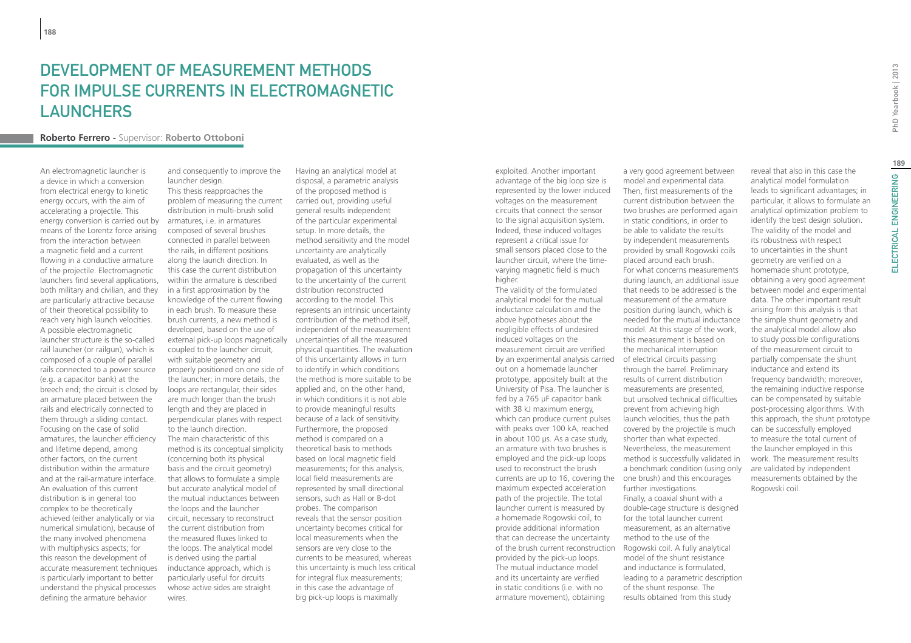# Development of Measurement Methods for Impulse Currents in Electromagnetic Launchers

**Roberto Ferrero** - Supervisor: **Roberto Ottoboni**

An electromagnetic launcher is a device in which a conversion from electrical energy to kinetic energy occurs, with the aim of accelerating a projectile. This energy conversion is carried out by means of the Lorentz force arising from the interaction between a magnetic field and a current flowing in a conductive armature of the projectile. Electromagnetic launchers find several applications, both military and civilian, and they are particularly attractive because of their theoretical possibility to reach very high launch velocities. A possible electromagnetic launcher structure is the so-called rail launcher (or railgun), which is composed of a couple of parallel rails connected to a power source (e.g. a capacitor bank) at the breech end; the circuit is closed by an armature placed between the rails and electrically connected to them through a sliding contact. Focusing on the case of solid armatures, the launcher efficiency and lifetime depend, among other factors, on the current distribution within the armature and at the rail-armature interface. An evaluation of this current distribution is in general too complex to be theoretically achieved (either analytically or via numerical simulation), because of the many involved phenomena with multiphysics aspects; for this reason the development of accurate measurement techniques is particularly important to better understand the physical processes defining the armature behavior and consequently to improve the launcher design.

This thesis reapproaches the problem of measuring the current distribution in multi-brush solid armatures, i.e. in armatures composed of several brushes connected in parallel between the rails, in different positions along the launch direction. In this case the current distribution within the armature is described in a first approximation by the knowledge of the current flowing in each brush. To measure these brush currents, a new method is developed, based on the use of external pick-up loops magnetically coupled to the launcher circuit, with suitable geometry and properly positioned on one side of the launcher; in more details, the loops are rectangular, their sides are much longer than the brush length and they are placed in perpendicular planes with respect to the launch direction.

The main characteristic of this method is its conceptual simplicity (concerning both its physical basis and the circuit geometry) that allows to formulate a simple but accurate analytical model of the mutual inductances between the loops and the launcher circuit, necessary to reconstruct the current distribution from the measured fluxes linked to the loops. The analytical model is derived using the partial inductance approach, which is particularly useful for circuits whose active sides are straight wires.

Having an analytical model at disposal, a parametric analysis of the proposed method is carried out, providing useful general results independent of the particular experimental setup. In more details, the method sensitivity and the model uncertainty are analytically evaluated, as well as the propagation of this uncertainty to the uncertainty of the current distribution reconstructed according to the model. This represents an intrinsic uncertainty contribution of the method itself, independent of the measurement uncertainties of all the measured physical quantities. The evaluation of this uncertainty allows in turn to identify in which conditions the method is more suitable to be applied and, on the other hand, in which conditions it is not able to provide meaningful results because of a lack of sensitivity. Furthermore, the proposed method is compared on a theoretical basis to methods based on local magnetic field measurements; for this analysis, local field measurements are represented by small directional sensors, such as Hall or B-dot probes. The comparison reveals that the sensor position uncertainty becomes critical for local measurements when the sensors are very close to the currents to be measured, whereas this uncertainty is much less critical for integral flux measurements; in this case the advantage of big pick-up loops is maximally exploited. Another important advantage of the big loop size is represented by the lower induced voltages on the measurement circuits that connect the sensor to the signal acquisition system. Indeed, these induced voltages represent a critical issue for small sensors placed close to the launcher circuit, where the time-varying magnetic field is much higher.

The validity of the formulated analytical model for the mutual inductance calculation and the above hypotheses about the negligible effects of undesired induced voltages on the measurement circuit are verified by an experimental analysis carried out on a homemade launcher prototype, appositely built at the University of Pisa. The launcher is fed by a 765 μF capacitor bank with 38 kJ maximum energy, which can produce current pulses with peaks over 100 kA, reached in about 100 μs. As a case study, an armature with two brushes is employed and the pick-up loops used to reconstruct the brush currents are up to 16, covering the maximum expected acceleration path of the projectile. The total launcher current is measured by a homemade Rogowski coil, to provide additional information that can decrease the uncertainty of the brush current reconstruction provided by the pick-up loops. The mutual inductance model and its uncertainty are verified in static conditions (i.e. with no armature movement), obtaining a very good agreement between model and experimental data. Then, first measurements of the current distribution between the two brushes are performed again in static conditions, in order to be able to validate the results by independent measurements provided by small Rogowski coils placed around each brush. For what concerns measurements during launch, an additional issue that needs to be addressed is the measurement of the armature position during launch, which is needed for the mutual inductance model. At this stage of the work, this measurement is based on the mechanical interruption of electrical circuits passing through the barrel. Preliminary results of current distribution measurements are presented, but unsolved technical difficulties prevent from achieving high launch velocities, thus the path covered by the projectile is much shorter than what expected. Nevertheless, the measurement method is successfully validated in a benchmark condition (using only one brush) and this encourages further investigations.

Finally, a coaxial shunt with a double-cage structure is designed for the total launcher current measurement, as an alternative method to the use of the Rogowski coil. A fully analytical model of the shunt resistance and inductance is formulated, leading to a parametric description of the shunt response. The results obtained from this study reveal that also in this case the analytical model formulation leads to significant advantages; in particular, it allows to formulate an analytical optimization problem to identify the best design solution. The validity of the model and its robustness with respect to uncertainties in the shunt geometry are verified on a homemade shunt prototype, obtaining a very good agreement between model and experimental data. The other important result arising from this analysis is that the simple shunt geometry and the analytical model allow also to study possible configurations of the measurement circuit to partially compensate the shunt inductance and extend its frequency bandwidth; moreover, the remaining inductive response can be compensated by suitable post-processing algorithms. With this approach, the shunt prototype can be successfully employed to measure the total current of the launcher employed in this work. The measurement results are validated by independent measurements obtained by the Rogowski coil.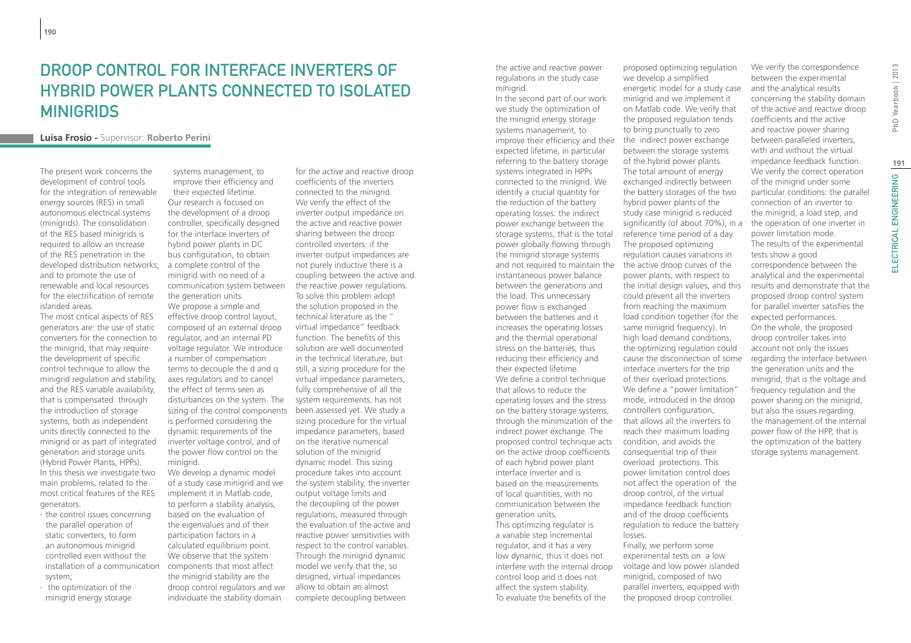# DROOP CONTROL FOR INTERFACE INVERTERS OF HYBRID POWER PLANTS CONNECTED TO ISOLATED MINIGRIDS

**Luisa Frosio** - Supervisor: **Roberto Perini**

The present work concerns the development of control tools for the integration of renewable energy sources (RES) in small autonomous electrical systems (minigrids). The consolidation of the RES based minigrids is required to allow an increase of the RES penetration in the developed distribution networks, and to promote the use of renewable and local resources for the electrification of remote islanded areas.

The most critical aspects of RES generators are: the use of static converters for the connection to the minigrid, that may require the development of specific control technique to allow the minigrid regulation and stability, and the RES variable availability, that is compensated through the introduction of storage systems, both as independent units directly connected to the minigrid or as part of integrated generation and storage units (Hybrid Power Plants, HPPs).

In this thesis we investigate two main problems, related to the most critical features of the RES generators.

- the control issues concerning the parallel operation of static converters, to form an autonomous minigrid controlled even without the installation of a communication system;
- the optimization of the minigrid energy storage systems management, to improve their efficiency and their expected lifetime.

Our research is focused on the development of a droop controller, specifically designed for the interface inverters of hybrid power plants in DC bus configuration, to obtain a complete control of the minigrid with no need of a communication system between the generation units.

We propose a simple and effective droop control layout, composed of an external droop regulator, and an internal PD voltage regulator. We introduce a number of compensation terms to decouple the d and q axes regulators and to cancel the effect of terms seen as disturbances on the system. The sizing of the control components is performed considering the dynamic requirements of the inverter voltage control, and of the power flow control on the minigrid.

We develop a dynamic model of a study case minigrid and we implement it in Matlab code, to perform a stability analysis, based on the evaluation of the eigenvalues and of their participation factors in a calculated equilibrium point. We observe that the system components that most affect the minigrid stability are the droop control regulators and we individuate the stability domain for the active and reactive droop coefficients of the inverters connected to the minigrid.

We verify the effect of the inverter output impedance on the active and reactive power sharing between the droop controlled inverters: if the inverter output impedances are not purely inductive there is a coupling between the active and the reactive power regulations. To solve this problem adopt the solution proposed in the technical literature as the " virtual impedance" feedback function. The benefits of this solution are well documented in the technical literature, but still, a sizing procedure for the virtual impedance parameters, fully comprehensive of all the system requirements, has not been assessed yet. We study a sizing procedure for the virtual impedance parameters, based on the iterative numerical solution of the minigrid dynamic model. This sizing procedure takes into account the system stability, the inverter output voltage limits and the decoupling of the power regulations, measured through the evaluation of the active and reactive power sensitivities with respect to the control variables. Through the minigrid dynamic model we verify that the, so designed, virtual impedances allow to obtain an almost complete decoupling between the active and reactive power regulations in the study case minigrid.

In the second part of our work we study the optimization of the minigrid energy storage systems management, to improve their efficiency and their expected lifetime, in particular referring to the battery storage systems integrated in HPPs connected to the minigrid. We identify a crucial quantity for the reduction of the battery operating losses: the indirect power exchange between the storage systems, that is the total power globally flowing through the minigrid storage systems and not required to maintain the instantaneous power balance between the generations and the load. This unnecessary power flow is exchanged between the batteries and it increases the operating losses and the thermal operational stress on the batteries, thus reducing their efficiency and their expected lifetime.

We define a control technique that allows to reduce the operating losses and the stress on the battery storage systems, through the minimization of the indirect power exchange. The proposed control technique acts on the active droop coefficients of each hybrid power plant interface inverter and is based on the measurements of local quantities, with no communication between the generation units.

This optimizing regulator is a variable step incremental regulator, and it has a very low dynamic, thus it does not interfere with the internal droop control loop and it does not affect the system stability.

To evaluate the benefits of the proposed optimizing regulation we develop a simplified energetic model for a study case minigrid and we implement it on Matlab code. We verify that the proposed regulation tends to bring punctually to zero the indirect power exchange between the storage systems of the hybrid power plants. The total amount of energy exchanged indirectly between the battery storages of the two hybrid power plants of the study case minigrid is reduced significantly (of about 70%), in a reference time period of a day.

The proposed optimizing regulation causes variations in the active droop curves of the power plants, with respect to the initial design values, and this could prevent all the inverters from reaching the maximum load condition together (for the same minigrid frequency). In high load demand conditions, the optimizing regulation could cause the disconnection of some interface inverters for the trip of their overload protections.

We define a "power limitation" mode, introduced in the droop controllers configuration, that allows all the inverters to reach their maximum loading condition, and avoids the consequential trip of their overload protections. This power limitation control does not affect the operation of the droop control, of the virtual impedance feedback function and of the droop coefficients regulation to reduce the battery losses.

Finally, we perform some experimental tests on a low voltage and low power islanded minigrid, composed of two parallel inverters, equipped with the proposed droop controller.

We verify the correspondence between the experimental and the analytical results concerning the stability domain of the active and reactive droop coefficients and the active and reactive power sharing between paralleled inverters, with and without the virtual impedance feedback function. We verify the correct operation of the minigrid under some particular conditions: the parallel connection of an inverter to the minigrid, a load step, and the operation of one inverter in power limitation mode.

The results of the experimental tests show a good correspondence between the analytical and the experimental results and demonstrate that the proposed droop control system for parallel inverter satisfies the expected performances.

On the whole, the proposed droop controller takes into account not only the issues regarding the interface between the generation units and the minigrid, that is the voltage and frequency regulation and the power sharing on the minigrid, but also the issues regarding the management of the internal power flow of the HPP, that is the optimization of the battery storage systems management.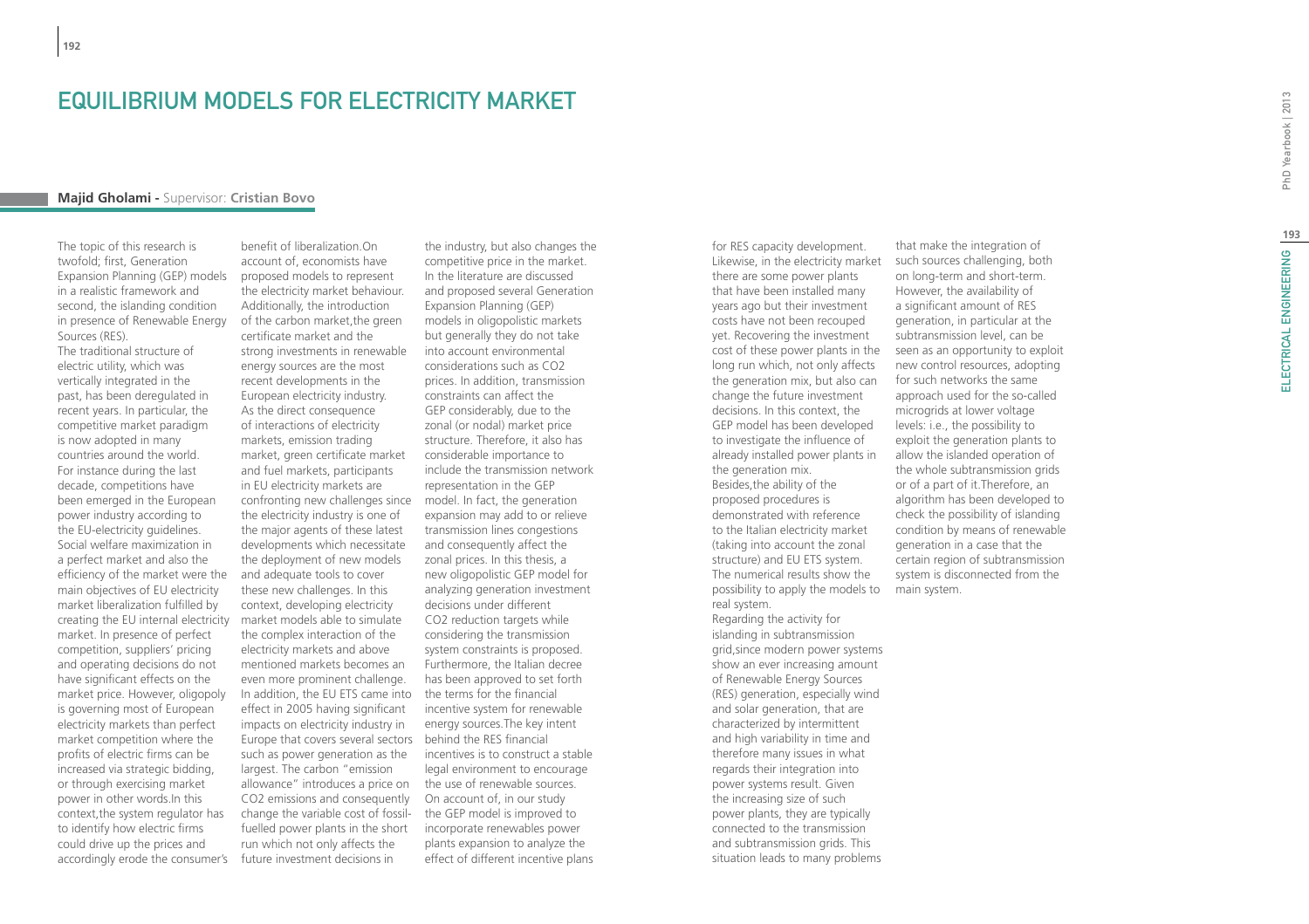# EQUILIBRIUM MODELS FOR ELECTRICITY MARKET

**Majid Gholami** - Supervisor: **Cristian Bovo**

The topic of this research is twofold; first, Generation Expansion Planning (GEP) models in a realistic framework and second, the islanding condition in presence of Renewable Energy Sources (RES).

The traditional structure of electric utility, which was vertically integrated in the past, has been deregulated in recent years. In particular, the competitive market paradigm is now adopted in many countries around the world. For instance during the last decade, competitions have been emerged in the European power industry according to the EU-electricity guidelines. Social welfare maximization in a perfect market and also the efficiency of the market were the main objectives of EU electricity market liberalization fulfilled by creating the EU internal electricity market. In presence of perfect competition, suppliers' pricing and operating decisions do not have significant effects on the market price. However, oligopoly is governing most of European electricity markets than perfect market competition where the profits of electric firms can be increased via strategic bidding, or through exercising market power in other words.In this context,the system regulator has to identify how electric firms could drive up the prices and accordingly erode the consumer's benefit of liberalization.On account of, economists have proposed models to represent the electricity market behaviour. Additionally, the introduction of the carbon market,the green certificate market and the strong investments in renewable energy sources are the most recent developments in the European electricity industry. As the direct consequence of interactions of electricity markets, emission trading market, green certificate market and fuel markets, participants in EU electricity markets are confronting new challenges since the electricity industry is one of the major agents of these latest developments which necessitate the deployment of new models and adequate tools to cover these new challenges. In this context, developing electricity market models able to simulate the complex interaction of the electricity markets and above mentioned markets becomes an even more prominent challenge. In addition, the EU ETS came into effect in 2005 having significant impacts on electricity industry in Europe that covers several sectors such as power generation as the largest. The carbon "emission allowance" introduces a price on $CO_2$ emissions and consequently change the variable cost of fossil-fuelled power plants in the short run which not only affects the future investment decisions in the industry, but also changes the competitive price in the market. In the literature are discussed and proposed several Generation Expansion Planning (GEP) models in oligopolistic markets but generally they do not take into account environmental considerations such as $CO_2$ prices. In addition, transmission constraints can affect the GEP considerably, due to the zonal (or nodal) market price structure. Therefore, it also has considerable importance to include the transmission network representation in the GEP model. In fact, the generation expansion may add to or relieve transmission lines congestions and consequently affect the zonal prices. In this thesis, a new oligopolistic GEP model for analyzing generation investment decisions under different $CO_2$ reduction targets while considering the transmission system constraints is proposed. Furthermore, the Italian decree has been approved to set forth the terms for the financial incentive system for renewable energy sources.The key intent behind the RES financial incentives is to construct a stable legal environment to encourage the use of renewable sources. On account of, in our study the GEP model is improved to incorporate renewables power plants expansion to analyze the effect of different incentive plans for RES capacity development. Likewise, in the electricity market there are some power plants that have been installed many years ago but their investment costs have not been recouped yet. Recovering the investment cost of these power plants in the long run which, not only affects the generation mix, but also can change the future investment decisions. In this context, the GEP model has been developed to investigate the influence of already installed power plants in the generation mix.

Besides,the ability of the proposed procedures is demonstrated with reference to the Italian electricity market (taking into account the zonal structure) and EU ETS system. The numerical results show the possibility to apply the models to real system.

Regarding the activity for islanding in subtransmission grid,since modern power systems show an ever increasing amount of Renewable Energy Sources (RES) generation, especially wind and solar generation, that are characterized by intermittent and high variability in time and therefore many issues in what regards their integration into power systems result. Given the increasing size of such power plants, they are typically connected to the transmission and subtransmission grids. This situation leads to many problems that make the integration of such sources challenging, both on long-term and short-term. However, the availability of a significant amount of RES generation, in particular at the subtransmission level, can be seen as an opportunity to exploit new control resources, adopting for such networks the same approach used for the so-called microgrids at lower voltage levels: i.e., the possibility to exploit the generation plants to allow the islanded operation of the whole subtransmission grids or of a part of it.Therefore, an algorithm has been developed to check the possibility of islanding condition by means of renewable generation in a case that the certain region of subtransmission system is disconnected from the main system.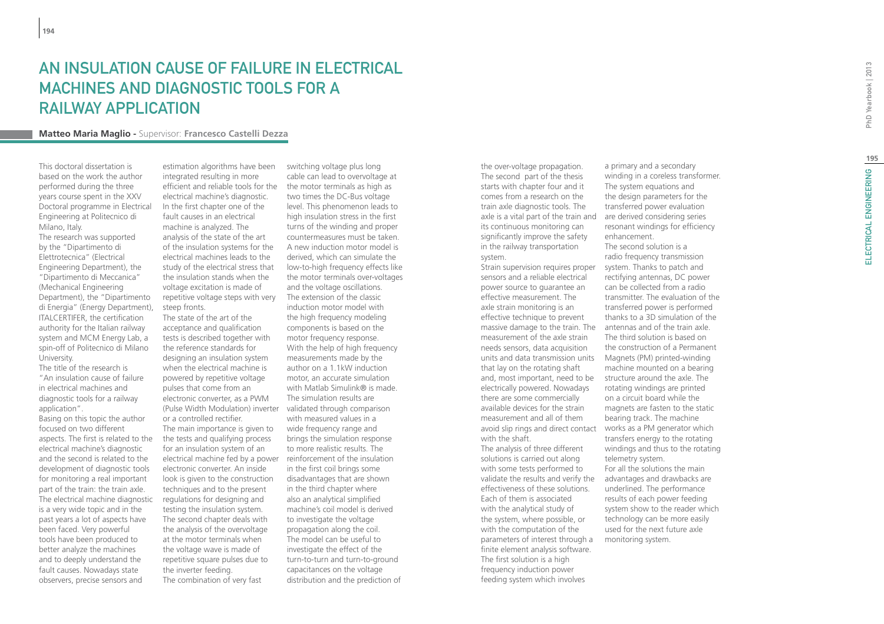# An Insulation Cause of Failure in Electrical Machines and Diagnostic Tools for a Railway Application

**Matteo Maria Maglio** - Supervisor: **Francesco Castelli Dezza**

This doctoral dissertation is based on the work the author performed during the three years course spent in the XXV Doctoral programme in Electrical Engineering at Politecnico di Milano, Italy.

The research was supported by the "Dipartimento di Elettrotecnica" (Electrical Engineering Department), the "Dipartimento di Meccanica" (Mechanical Engineering Department), the "Dipartimento di Energia" (Energy Department), ITALCERTIFER, the certification authority for the Italian railway system and MCM Energy Lab, a spin-off of Politecnico di Milano University.

The title of the research is "An insulation cause of failure in electrical machines and diagnostic tools for a railway application".

Basing on this topic the author focused on two different aspects. The first is related to the electrical machine's diagnostic and the second is related to the development of diagnostic tools for monitoring a real important part of the train: the train axle. The electrical machine diagnostic is a very wide topic and in the past years a lot of aspects have been faced. Very powerful tools have been produced to better analyze the machines and to deeply understand the fault causes. Nowadays state observers, precise sensors and estimation algorithms have been integrated resulting in more efficient and reliable tools for the electrical machine's diagnostic.

In the first chapter one of the fault causes in an electrical machine is analyzed. The analysis of the state of the art of the insulation systems for the electrical machines leads to the study of the electrical stress that the insulation stands when the voltage excitation is made of repetitive voltage steps with very steep fronts.

The state of the art of the acceptance and qualification tests is described together with the reference standards for designing an insulation system when the electrical machine is powered by repetitive voltage pulses that come from an electronic converter, as a PWM (Pulse Width Modulation) inverter or a controlled rectifier.

The main importance is given to the tests and qualifying process for an insulation system of an electrical machine fed by a power electronic converter. An inside look is given to the construction techniques and to the present regulations for designing and testing the insulation system.

The second chapter deals with the analysis of the overvoltage at the motor terminals when the voltage wave is made of repetitive square pulses due to the inverter feeding.

The combination of very fast switching voltage plus long cable can lead to overvoltage at the motor terminals as high as two times the DC-Bus voltage level. This phenomenon leads to high insulation stress in the first turns of the winding and proper countermeasures must be taken.

A new induction motor model is derived, which can simulate the low-to-high frequency effects like the motor terminals over-voltages and the voltage oscillations.

The extension of the classic induction motor model with the high frequency modeling components is based on the motor frequency response.

With the help of high frequency measurements made by the author on a 1.1kW induction motor, an accurate simulation with Matlab Simulink® is made. The simulation results are validated through comparison with measured values in a wide frequency range and brings the simulation response to more realistic results. The reinforcement of the insulation in the first coil brings some disadvantages that are shown in the third chapter where also an analytical simplified machine's coil model is derived to investigate the voltage propagation along the coil. The model can be useful to investigate the effect of the turn-to-turn and turn-to-ground capacitances on the voltage distribution and the prediction of the over-voltage propagation.

The second part of the thesis starts with chapter four and it comes from a research on the train axle diagnostic tools. The axle is a vital part of the train and its continuous monitoring can significantly improve the safety in the railway transportation system.

Strain supervision requires proper sensors and a reliable electrical power source to guarantee an effective measurement. The axle strain monitoring is an effective technique to prevent massive damage to the train. The measurement of the axle strain needs sensors, data acquisition units and data transmission units that lay on the rotating shaft and, most important, need to be electrically powered. Nowadays there are some commercially available devices for the strain measurement and all of them avoid slip rings and direct contact with the shaft.

The analysis of three different solutions is carried out along with some tests performed to validate the results and verify the effectiveness of these solutions. Each of them is associated with the analytical study of the system, where possible, or with the computation of the parameters of interest through a finite element analysis software.

The first solution is a high frequency induction power feeding system which involves a primary and a secondary winding in a coreless transformer. The system equations and the design parameters for the transferred power evaluation are derived considering series resonant windings for efficiency enhancement.

The second solution is a radio frequency transmission system. Thanks to patch and rectifying antennas, DC power can be collected from a radio transmitter. The evaluation of the transferred power is performed thanks to a 3D simulation of the antennas and of the train axle.

The third solution is based on the construction of a Permanent Magnets (PM) printed-winding machine mounted on a bearing structure around the axle. The rotating windings are printed on a circuit board while the magnets are fasten to the static bearing track. The machine works as a PM generator which transfers energy to the rotating windings and thus to the rotating telemetry system.

For all the solutions the main advantages and drawbacks are underlined. The performance results of each power feeding system show to the reader which technology can be more easily used for the next future axle monitoring system.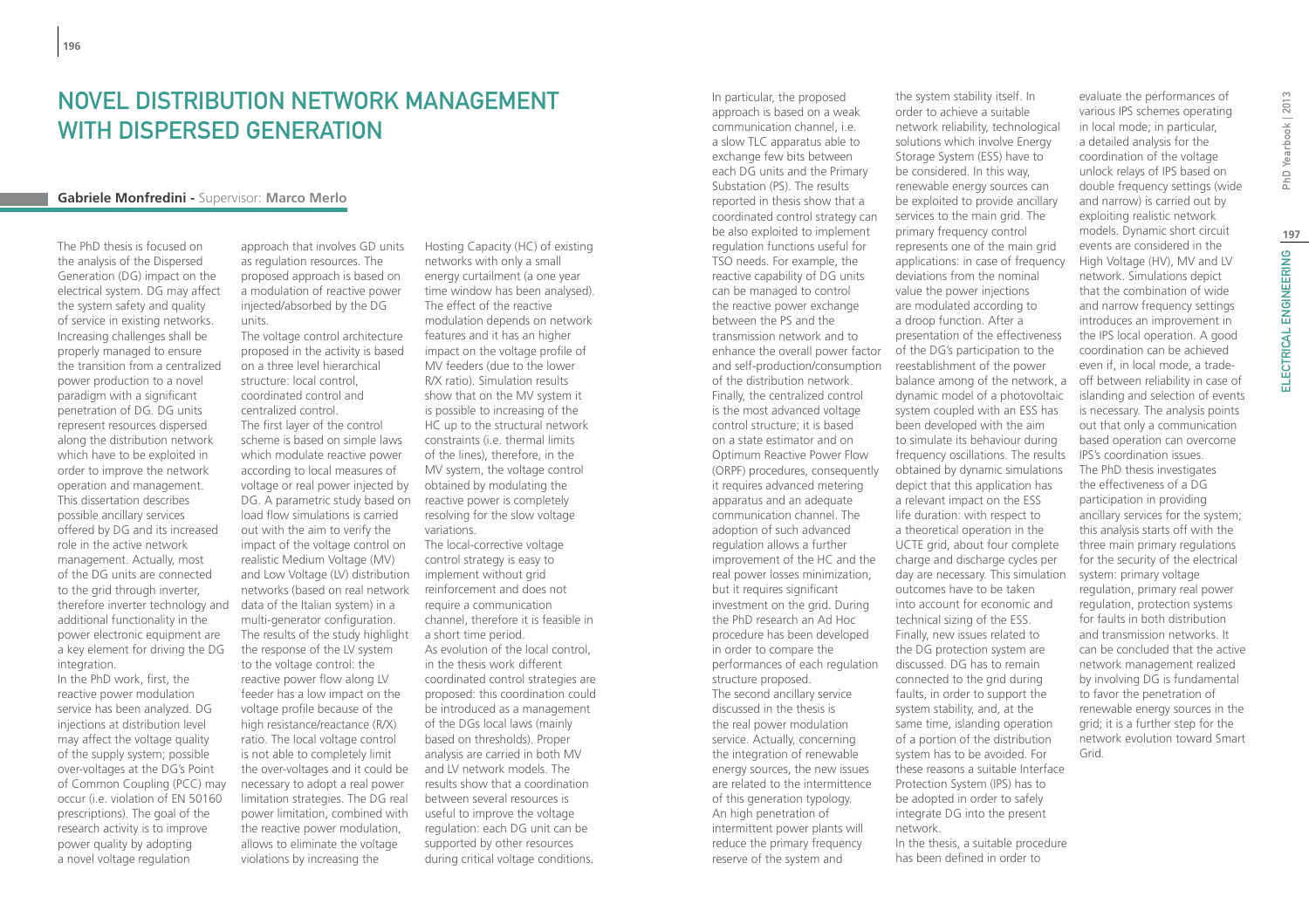# Novel Distribution Network Management with Dispersed Generation

**Gabriele Monfredini -** Supervisor: **Marco Merlo**

The PhD thesis is focused on the analysis of the Dispersed Generation (DG) impact on the electrical system. DG may affect the system safety and quality of service in existing networks. Increasing challenges shall be properly managed to ensure the transition from a centralized power production to a novel paradigm with a significant penetration of DG. DG units represent resources dispersed along the distribution network which have to be exploited in order to improve the network operation and management. This dissertation describes possible ancillary services offered by DG and its increased role in the active network management. Actually, most of the DG units are connected to the grid through inverter, therefore inverter technology and additional functionality in the power electronic equipment are a key element for driving the DG integration.

In the PhD work, first, the reactive power modulation service has been analyzed. DG injections at distribution level may affect the voltage quality of the supply system; possible over-voltages at the DG's Point of Common Coupling (PCC) may occur (i.e. violation of EN 50160 prescriptions). The goal of the research activity is to improve power quality by adopting a novel voltage regulation approach that involves GD units as regulation resources. The proposed approach is based on a modulation of reactive power injected/absorbed by the DG units.

The voltage control architecture proposed in the activity is based on a three level hierarchical structure: local control, coordinated control and centralized control.

The first layer of the control scheme is based on simple laws which modulate reactive power according to local measures of voltage or real power injected by DG. A parametric study based on load flow simulations is carried out with the aim to verify the impact of the voltage control on realistic Medium Voltage (MV) and Low Voltage (LV) distribution networks (based on real network data of the Italian system) in a multi-generator configuration. The results of the study highlight the response of the LV system to the voltage control: the reactive power flow along LV feeder has a low impact on the voltage profile because of the high resistance/reactance (R/X) ratio. The local voltage control is not able to completely limit the over-voltages and it could be necessary to adopt a real power limitation strategies. The DG real power limitation, combined with the reactive power modulation, allows to eliminate the voltage violations by increasing the Hosting Capacity (HC) of existing networks with only a small energy curtailment (a one year time window has been analysed). The effect of the reactive modulation depends on network features and it has an higher impact on the voltage profile of MV feeders (due to the lower R/X ratio). Simulation results show that on the MV system it is possible to increasing of the HC up to the structural network constraints (i.e. thermal limits of the lines), therefore, in the MV system, the voltage control obtained by modulating the reactive power is completely resolving for the slow voltage variations.

The local-corrective voltage control strategy is easy to implement without grid reinforcement and does not require a communication channel, therefore it is feasible in a short time period.

As evolution of the local control, in the thesis work different coordinated control strategies are proposed: this coordination could be introduced as a management of the DGs local laws (mainly based on thresholds). Proper analysis are carried in both MV and LV network models. The results show that a coordination between several resources is useful to improve the voltage regulation: each DG unit can be supported by other resources during critical voltage conditions. In particular, the proposed approach is based on a weak communication channel, i.e. a slow TLC apparatus able to exchange few bits between each DG units and the Primary Substation (PS). The results reported in thesis show that a coordinated control strategy can be also exploited to implement regulation functions useful for TSO needs. For example, the reactive capability of DG units can be managed to control the reactive power exchange between the PS and the transmission network and to enhance the overall power factor and self-production/consumption of the distribution network.

Finally, the centralized control is the most advanced voltage control structure; it is based on a state estimator and on Optimum Reactive Power Flow (ORPF) procedures, consequently it requires advanced metering apparatus and an adequate communication channel. The adoption of such advanced regulation allows a further improvement of the HC and the real power losses minimization, but it requires significant investment on the grid. During the PhD research an Ad Hoc procedure has been developed in order to compare the performances of each regulation structure proposed.

The second ancillary service discussed in the thesis is the real power modulation service. Actually, concerning the integration of renewable energy sources, the new issues are related to the intermittence of this generation typology. An high penetration of intermittent power plants will reduce the primary frequency reserve of the system and the system stability itself. In order to achieve a suitable network reliability, technological solutions which involve Energy Storage System (ESS) have to be considered. In this way, renewable energy sources can be exploited to provide ancillary services to the main grid. The primary frequency control represents one of the main grid applications: in case of frequency deviations from the nominal value the power injections are modulated according to a droop function. After a presentation of the effectiveness of the DG's participation to the reestablishment of the power balance among of the network, a dynamic model of a photovoltaic system coupled with an ESS has been developed with the aim to simulate its behaviour during frequency oscillations. The results obtained by dynamic simulations depict that this application has a relevant impact on the ESS life duration: with respect to a theoretical operation in the UCTE grid, about four complete charge and discharge cycles per day are necessary. This simulation outcomes have to be taken into account for economic and technical sizing of the ESS.

Finally, new issues related to the DG protection system are discussed. DG has to remain connected to the grid during faults, in order to support the system stability, and, at the same time, islanding operation of a portion of the distribution system has to be avoided. For these reasons a suitable Interface Protection System (IPS) has to be adopted in order to safely integrate DG into the present network.

In the thesis, a suitable procedure has been defined in order to evaluate the performances of various IPS schemes operating in local mode; in particular, a detailed analysis for the coordination of the voltage unlock relays of IPS based on double frequency settings (wide and narrow) is carried out by exploiting realistic network models. Dynamic short circuit events are considered in the High Voltage (HV), MV and LV network. Simulations depict that the combination of wide and narrow frequency settings introduces an improvement in the IPS local operation. A good coordination can be achieved even if, in local mode, a trade-off between reliability in case of islanding and selection of events is necessary. The analysis points out that only a communication based operation can overcome IPS's coordination issues.

The PhD thesis investigates the effectiveness of a DG participation in providing ancillary services for the system; this analysis starts off with the three main primary regulations for the security of the electrical system: primary voltage regulation, primary real power regulation, protection systems for faults in both distribution and transmission networks. It can be concluded that the active network management realized by involving DG is fundamental to favor the penetration of renewable energy sources in the grid; it is a further step for the network evolution toward Smart Grid.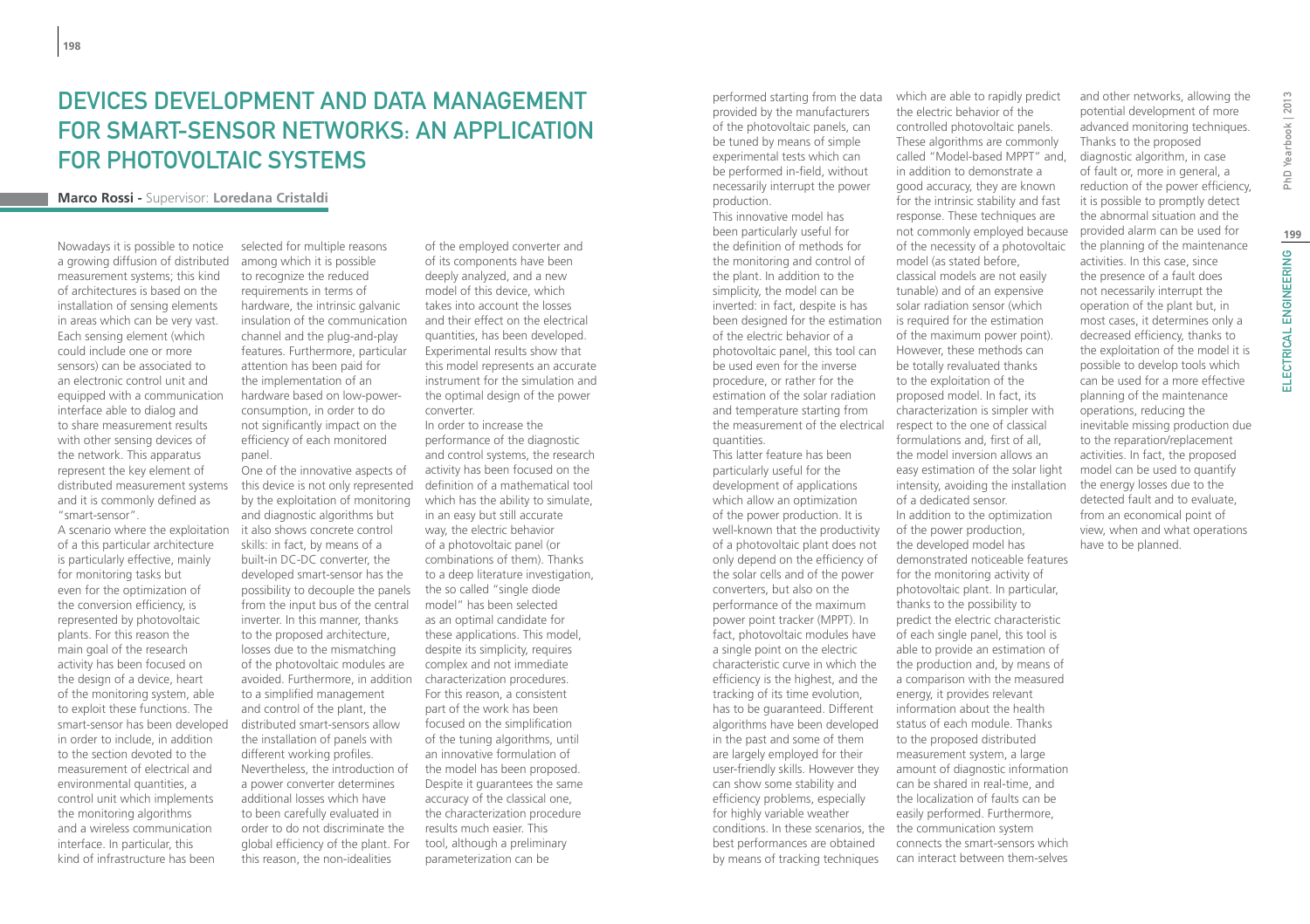# Devices Development and Data Management for Smart-Sensor Networks: An Application for Photovoltaic Systems

**Marco Rossi -** Supervisor: **Loredana Cristaldi**

Nowadays it is possible to notice a growing diffusion of distributed measurement systems; this kind of architectures is based on the installation of sensing elements in areas which can be very vast. Each sensing element (which could include one or more sensors) can be associated to an electronic control unit and equipped with a communication interface able to dialog and to share measurement results with other sensing devices of the network. This apparatus represent the key element of distributed measurement systems and it is commonly defined as "smart-sensor".

A scenario where the exploitation of a this particular architecture is particularly effective, mainly for monitoring tasks but even for the optimization of the conversion efficiency, is represented by photovoltaic plants. For this reason the main goal of the research activity has been focused on the design of a device, heart of the monitoring system, able to exploit these functions. The smart-sensor has been developed in order to include, in addition to the section devoted to the measurement of electrical and environmental quantities, a control unit which implements the monitoring algorithms and a wireless communication interface. In particular, this kind of infrastructure has been selected for multiple reasons among which it is possible to recognize the reduced requirements in terms of hardware, the intrinsic galvanic insulation of the communication channel and the plug-and-play features. Furthermore, particular attention has been paid for the implementation of an hardware based on low-power-consumption, in order to do not significantly impact on the efficiency of each monitored panel.

One of the innovative aspects of this device is not only represented by the exploitation of monitoring and diagnostic algorithms but it also shows concrete control skills: in fact, by means of a built-in DC-DC converter, the developed smart-sensor has the possibility to decouple the panels from the input bus of the central inverter. In this manner, thanks to the proposed architecture, losses due to the mismatching of the photovoltaic modules are avoided. Furthermore, in addition to a simplified management and control of the plant, the distributed smart-sensors allow the installation of panels with different working profiles. Nevertheless, the introduction of a power converter determines additional losses which have to been carefully evaluated in order to do not discriminate the global efficiency of the plant. For this reason, the non-idealities of the employed converter and of its components have been deeply analyzed, and a new model of this device, which takes into account the losses and their effect on the electrical quantities, has been developed. Experimental results show that this model represents an accurate instrument for the simulation and the optimal design of the power converter.

In order to increase the performance of the diagnostic and control systems, the research activity has been focused on the definition of a mathematical tool which has the ability to simulate, in an easy but still accurate way, the electric behavior of a photovoltaic panel (or combinations of them). Thanks to a deep literature investigation, the so called "single diode model" has been selected as an optimal candidate for these applications. This model, despite its simplicity, requires complex and not immediate characterization procedures. For this reason, a consistent part of the work has been focused on the simplification of the tuning algorithms, until an innovative formulation of the model has been proposed. Despite it guarantees the same accuracy of the classical one, the characterization procedure results much easier. This tool, although a preliminary parameterization can be performed starting from the data provided by the manufacturers of the photovoltaic panels, can be tuned by means of simple experimental tests which can be performed in-field, without necessarily interrupt the power production.

This innovative model has been particularly useful for the definition of methods for the monitoring and control of the plant. In addition to the simplicity, the model can be inverted: in fact, despite is has been designed for the estimation of the electric behavior of a photovoltaic panel, this tool can be used even for the inverse procedure, or rather for the estimation of the solar radiation and temperature starting from the measurement of the electrical quantities.

This latter feature has been particularly useful for the development of applications which allow an optimization of the power production. It is well-known that the productivity of a photovoltaic plant does not only depend on the efficiency of the solar cells and of the power converters, but also on the performance of the maximum power point tracker (MPPT). In fact, photovoltaic modules have a single point on the electric characteristic curve in which the efficiency is the highest, and the tracking of its time evolution, has to be guaranteed. Different algorithms have been developed in the past and some of them are largely employed for their user-friendly skills. However they can show some stability and efficiency problems, especially for highly variable weather conditions. In these scenarios, the best performances are obtained by means of tracking techniques which are able to rapidly predict the electric behavior of the controlled photovoltaic panels. These algorithms are commonly called "Model-based MPPT" and, in addition to demonstrate a good accuracy, they are known for the intrinsic stability and fast response. These techniques are not commonly employed because of the necessity of a photovoltaic model (as stated before, classical models are not easily tunable) and of an expensive solar radiation sensor (which is required for the estimation of the maximum power point). However, these methods can be totally revaluated thanks to the exploitation of the proposed model. In fact, its characterization is simpler with respect to the one of classical formulations and, first of all, the model inversion allows an easy estimation of the solar light intensity, avoiding the installation of a dedicated sensor.

In addition to the optimization of the power production, the developed model has demonstrated noticeable features for the monitoring activity of photovoltaic plant. In particular, thanks to the possibility to predict the electric characteristic of each single panel, this tool is able to provide an estimation of the production and, by means of a comparison with the measured energy, it provides relevant information about the health status of each module. Thanks to the proposed distributed measurement system, a large amount of diagnostic information can be shared in real-time, and the localization of faults can be easily performed. Furthermore, the communication system connects the smart-sensors which can interact between them-selves and other networks, allowing the potential development of more advanced monitoring techniques. Thanks to the proposed diagnostic algorithm, in case of fault or, more in general, a reduction of the power efficiency, it is possible to promptly detect the abnormal situation and the provided alarm can be used for the planning of the maintenance activities. In this case, since the presence of a fault does not necessarily interrupt the operation of the plant but, in most cases, it determines only a decreased efficiency, thanks to the exploitation of the model it is possible to develop tools which can be used for a more effective planning of the maintenance operations, reducing the inevitable missing production due to the reparation/replacement activities. In fact, the proposed model can be used to quantify the energy losses due to the detected fault and to evaluate, from an economical point of view, when and what operations have to be planned.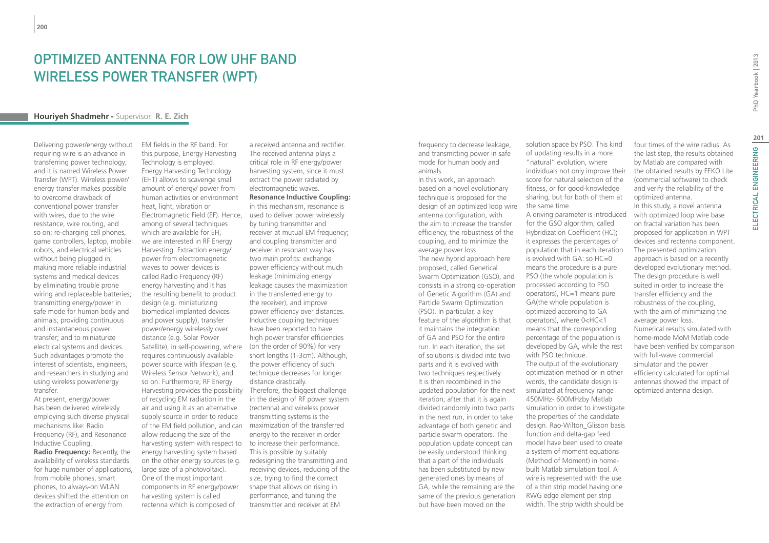# Optimized Antenna for Low UHF Band Wireless Power Transfer (WPT)

**Houriyeh Shadmehr -** Supervisor: **R. E. Zich**

Delivering power/energy without requiring wire is an advance in transferring power technology; and it is named Wireless Power Transfer (WPT). Wireless power/energy transfer makes possible to overcome drawback of conventional power transfer with wires, due to the wire resistance, wire routing, and so on; re-charging cell phones, game controllers, laptop, mobile robots, and electrical vehicles without being plugged in; making more reliable industrial systems and medical devices by eliminating trouble prone wiring and replaceable batteries; transmitting energy/power in safe mode for human body and animals; providing continuous and instantaneous power transfer; and to miniaturize electrical systems and devices. Such advantages promote the interest of scientists, engineers, and researchers in studying and using wireless power/energy transfer.

At present, energy/power has been delivered wirelessly employing such diverse physical mechanisms like: Radio Frequency (RF), and Resonance Inductive Coupling.

**Radio Frequency:** Recently, the availability of wireless standards for huge number of applications, from mobile phones, smart phones, to always-on WLAN devices shifted the attention on the extraction of energy from EM fields in the RF band. For this purpose, Energy Harvesting Technology is employed. Energy Harvesting Technology (EHT) allows to scavenge small amount of energy/ power from human activities or environment heat, light, vibration or Electromagnetic Field (EF). Hence, among of several techniques which are available for EH, we are interested in RF Energy Harvesting. Extraction energy/power from electromagnetic waves to power devices is called Radio Frequency (RF) energy harvesting and it has the resulting benefit to product design (e.g. miniaturizing biomedical implanted devices and power supply), transfer power/energy wirelessly over distance (e.g. Solar Power Satellite), in self-powering, where requires continuously available power source with lifespan (e.g. Wireless Sensor Network), and so on. Furthermore, RF Energy Harvesting provides the possibility of recycling EM radiation in the air and using it as an alternative supply source in order to reduce of the EM field pollution, and can allow reducing the size of the harvesting system with respect to energy harvesting system based on the other energy sources (e.g. large size of a photovoltaic). One of the most important components in RF energy/power harvesting system is called rectenna which is composed of a received antenna and rectifier. The received antenna plays a critical role in RF energy/power harvesting system, since it must extract the power radiated by electromagnetic waves.

**Resonance Inductive Coupling:** in this mechanism, resonance is used to deliver power wirelessly by tuning transmitter and receiver at mutual EM frequency; and coupling transmitter and receiver in resonant way has two main profits: exchange power efficiency without much leakage (minimizing energy leakage causes the maximization in the transferred energy to the receiver), and improve power efficiency over distances. Inductive coupling techniques have been reported to have high power transfer efficiencies (on the order of 90%) for very short lengths (1-3cm). Although, the power efficiency of such technique decreases for longer distance drastically.

Therefore, the biggest challenge in the design of RF power system (rectenna) and wireless power transmitting systems is the maximization of the transferred energy to the receiver in order to increase their performance. This is possible by suitably redesigning the transmitting and receiving devices, reducing of the size, trying to find the correct shape that allows on rising in performance, and tuning the transmitter and receiver at EM frequency to decrease leakage, and transmitting power in safe mode for human body and animals.

In this work, an approach based on a novel evolutionary technique is proposed for the design of an optimized loop wire antenna configuration, with the aim to increase the transfer efficiency, the robustness of the coupling, and to minimize the average power loss.

The new hybrid approach here proposed, called Genetical Swarm Optimization (GSO), and consists in a strong co-operation of Genetic Algorithm (GA) and Particle Swarm Optimization (PSO). In particular, a key feature of the algorithm is that it maintains the integration of GA and PSO for the entire run. In each iteration, the set of solutions is divided into two parts and it is evolved with two techniques respectively. It is then recombined in the updated population for the next iteration; after that it is again divided randomly into two parts in the next run, in order to take advantage of both genetic and particle swarm operators. The population update concept can be easily understood thinking that a part of the individuals has been substituted by new generated ones by means of GA, while the remaining are the same of the previous generation but have been moved on the solution space by PSO. This kind of updating results in a more "natural" evolution, where individuals not only improve their score for natural selection of the fitness, or for good-knowledge sharing, but for both of them at the same time.

A driving parameter is introduced for the GSO algorithm, called Hybridization Coefficient (HC); it expresses the percentages of population that in each iteration is evolved with GA: so HC=0 means the procedure is a pure PSO (the whole population is processed according to PSO operators), HC=1 means pure GA(the whole population is optimized according to GA operators), where 0<HC<1 means that the corresponding percentage of the population is developed by GA, while the rest with PSO technique.

The output of the evolutionary optimization method or in other words, the candidate design is simulated at frequency range 450MHz- 600MHzby Matlab simulation in order to investigate the properties of the candidate design. Rao-Wilton_Glisson basis function and delta-gap feed model have been used to create a system of moment equations (Method of Moment) in home-built Matlab simulation tool. A wire is represented with the use of a thin strip model having one RWG edge element per strip width. The strip width should be four times of the wire radius. As the last step, the results obtained by Matlab are compared with the obtained results by FEKO Lite (commercial software) to check and verify the reliability of the optimized antenna.

In this study, a novel antenna with optimized loop wire base on fractal variation has been proposed for application in WPT devices and rectenna component. The presented optimization approach is based on a recently developed evolutionary method. The design procedure is well suited in order to increase the transfer efficiency and the robustness of the coupling, with the aim of minimizing the average power loss. Numerical results simulated with home-mode MoM Matlab code have been verified by comparison with full-wave commercial simulator and the power efficiency calculated for optimal antennas showed the impact of optimized antenna design.